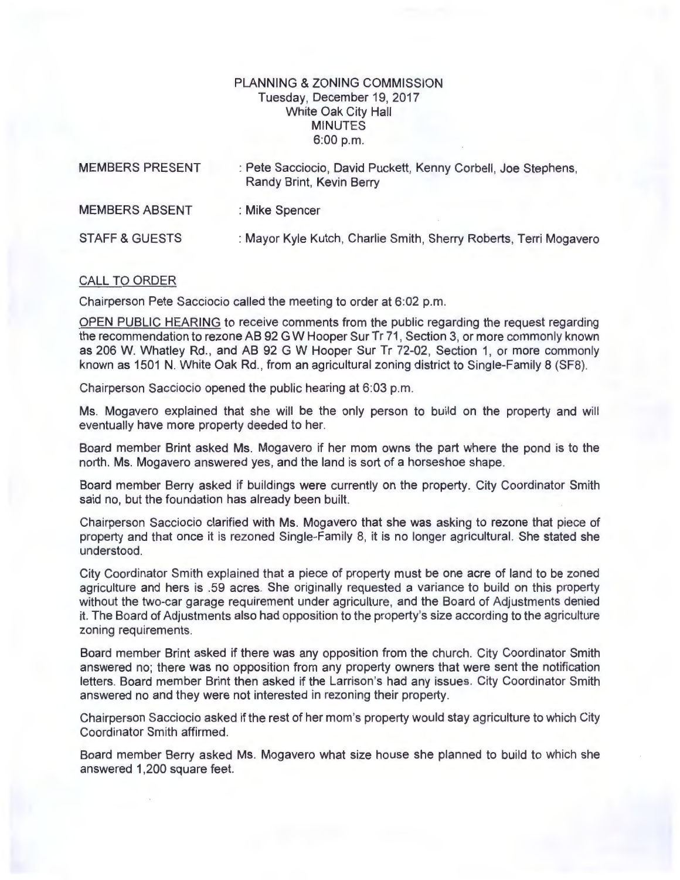PLANNING & ZONING COMMISSION
Tuesday, December 19, 2017
White Oak City Hall
MINUTES
6:00 p.m.

| | |
|---|---|
| MEMBERS PRESENT | : Pete Sacciocio, David Puckett, Kenny Corbell, Joe Stephens, Randy Brint, Kevin Berry |
| MEMBERS ABSENT | : Mike Spencer |
| STAFF & GUESTS | : Mayor Kyle Kutch, Charlie Smith, Sherry Roberts, Terri Mogavero |

## CALL TO ORDER

Chairperson Pete Sacciocio called the meeting to order at 6:02 p.m.

OPEN PUBLIC HEARING to receive comments from the public regarding the request regarding the recommendation to rezone AB 92 G W Hooper Sur Tr 71, Section 3, or more commonly known as 206 W. Whatley Rd., and AB 92 G W Hooper Sur Tr 72-02, Section 1, or more commonly known as 1501 N. White Oak Rd., from an agricultural zoning district to Single-Family 8 (SF8).

Chairperson Sacciocio opened the public hearing at 6:03 p.m.

Ms. Mogavero explained that she will be the only person to build on the property and will eventually have more property deeded to her.

Board member Brint asked Ms. Mogavero if her mom owns the part where the pond is to the north. Ms. Mogavero answered yes, and the land is sort of a horseshoe shape.

Board member Berry asked if buildings were currently on the property. City Coordinator Smith said no, but the foundation has already been built.

Chairperson Sacciocio clarified with Ms. Mogavero that she was asking to rezone that piece of property and that once it is rezoned Single-Family 8, it is no longer agricultural. She stated she understood.

City Coordinator Smith explained that a piece of property must be one acre of land to be zoned agriculture and hers is .59 acres. She originally requested a variance to build on this property without the two-car garage requirement under agriculture, and the Board of Adjustments denied it. The Board of Adjustments also had opposition to the property's size according to the agriculture zoning requirements.

Board member Brint asked if there was any opposition from the church. City Coordinator Smith answered no; there was no opposition from any property owners that were sent the notification letters. Board member Brint then asked if the Larrison's had any issues. City Coordinator Smith answered no and they were not interested in rezoning their property.

Chairperson Sacciocio asked if the rest of her mom's property would stay agriculture to which City Coordinator Smith affirmed.

Board member Berry asked Ms. Mogavero what size house she planned to build to which she answered 1,200 square feet.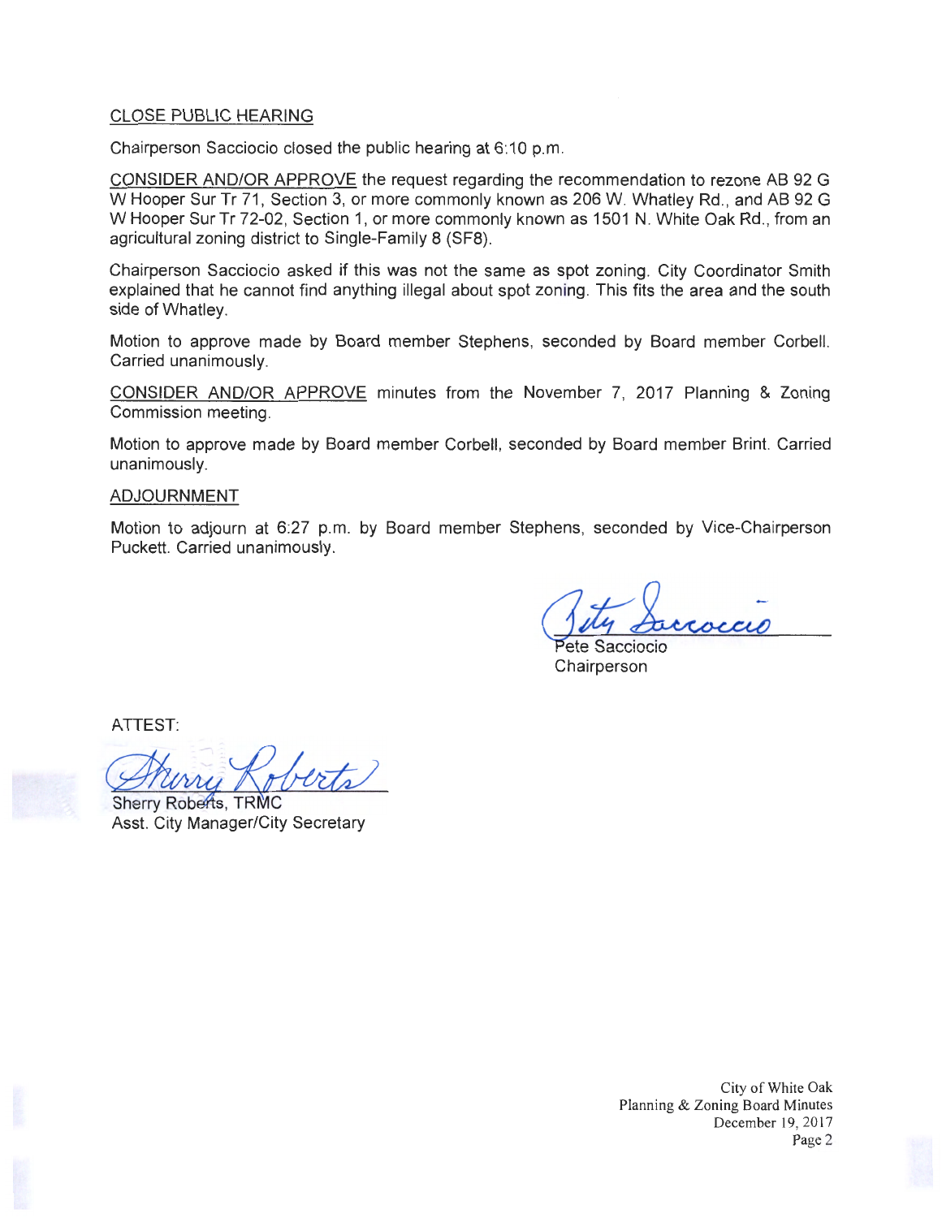<u>CLOSE PUBLIC HEARING</u>

Chairperson Sacciocio closed the public hearing at 6:10 p.m.

<u>CONSIDER AND/OR APPROVE</u> the request regarding the recommendation to rezone AB 92 G W Hooper Sur Tr 71, Section 3, or more commonly known as 206 W. Whatley Rd., and AB 92 G W Hooper Sur Tr 72-02, Section 1, or more commonly known as 1501 N. White Oak Rd., from an agricultural zoning district to Single-Family 8 (SF8).

Chairperson Sacciocio asked if this was not the same as spot zoning. City Coordinator Smith explained that he cannot find anything illegal about spot zoning. This fits the area and the south side of Whatley.

Motion to approve made by Board member Stephens, seconded by Board member Corbell. Carried unanimously.

<u>CONSIDER AND/OR APPROVE</u> minutes from the November 7, 2017 Planning & Zoning Commission meeting.

Motion to approve made by Board member Corbell, seconded by Board member Brint. Carried unanimously.

<u>ADJOURNMENT</u>

Motion to adjourn at 6:27 p.m. by Board member Stephens, seconded by Vice-Chairperson Puckett. Carried unanimously.

Pete Sacciocio
Chairperson

ATTEST:

Sherry Roberts, TRMC
Asst. City Manager/City Secretary